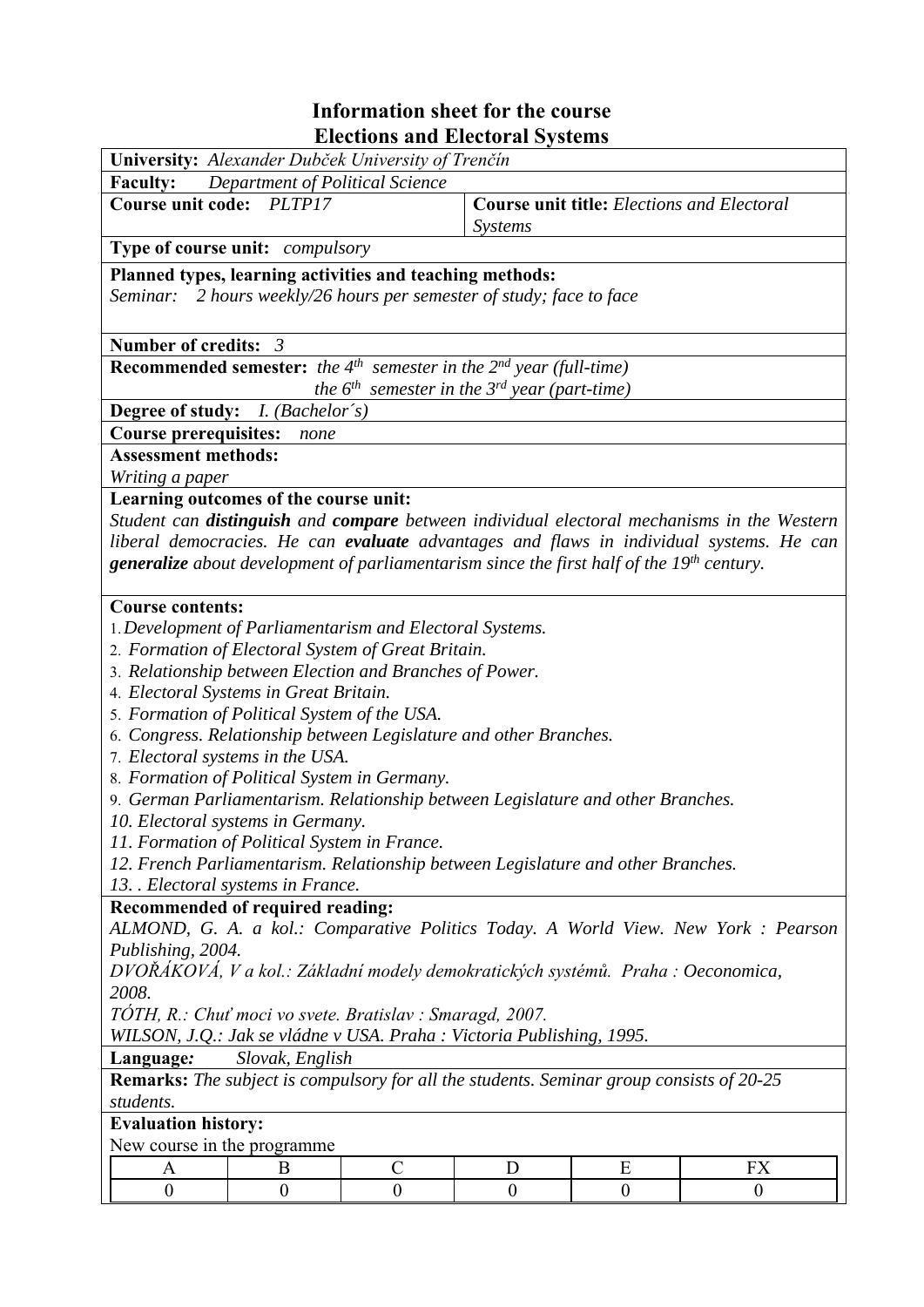# Information sheet for the course
# Elections and Electoral Systems

**University:** *Alexander Dubček University of Trenčín*

**Faculty:** *Department of Political Science*

**Course unit code:** *PLTP17*

**Course unit title:** *Elections and Electoral Systems*

**Type of course unit:** *compulsory*

**Planned types, learning activities and teaching methods:**
*Seminar: 2 hours weekly/26 hours per semester of study; face to face*

**Number of credits:** *3*

**Recommended semester:** *the 4th semester in the 2nd year (full-time)*
*the 6th semester in the 3rd year (part-time)*

**Degree of study:** *I. (Bachelor´s)*

**Course prerequisites:** *none*

**Assessment methods:**
*Writing a paper*

**Learning outcomes of the course unit:**
*Student can* ***distinguish*** *and* ***compare*** *between individual electoral mechanisms in the Western liberal democracies. He can* ***evaluate*** *advantages and flaws in individual systems. He can* ***generalize*** *about development of parliamentarism since the first half of the 19th century.*

**Course contents:**

1. *Development of Parliamentarism and Electoral Systems.*
2. *Formation of Electoral System of Great Britain.*
3. *Relationship between Election and Branches of Power.*
4. *Electoral Systems in Great Britain.*
5. *Formation of Political System of the USA.*
6. *Congress. Relationship between Legislature and other Branches.*
7. *Electoral systems in the USA.*
8. *Formation of Political System in Germany.*
9. *German Parliamentarism. Relationship between Legislature and other Branches.*
10. *Electoral systems in Germany.*
11. *Formation of Political System in France.*
12. *French Parliamentarism. Relationship between Legislature and other Branches.*
13. *. Electoral systems in France.*

**Recommended of required reading:**
*ALMOND, G. A. a kol.: Comparative Politics Today. A World View. New York : Pearson Publishing, 2004.*
*DVOŘÁKOVÁ, V a kol.: Základní modely demokratických systémů. Praha : Oeconomica, 2008.*
*TÓTH, R.: Chuť moci vo svete. Bratislav : Smaragd, 2007.*
*WILSON, J.Q.: Jak se vládne v USA. Praha : Victoria Publishing, 1995.*

**Language:** *Slovak, English*

**Remarks:** *The subject is compulsory for all the students. Seminar group consists of 20-25 students.*

**Evaluation history:**
New course in the programme

| A | B | C | D | E | FX |
|---|---|---|---|---|---|
| 0 | 0 | 0 | 0 | 0 | 0 |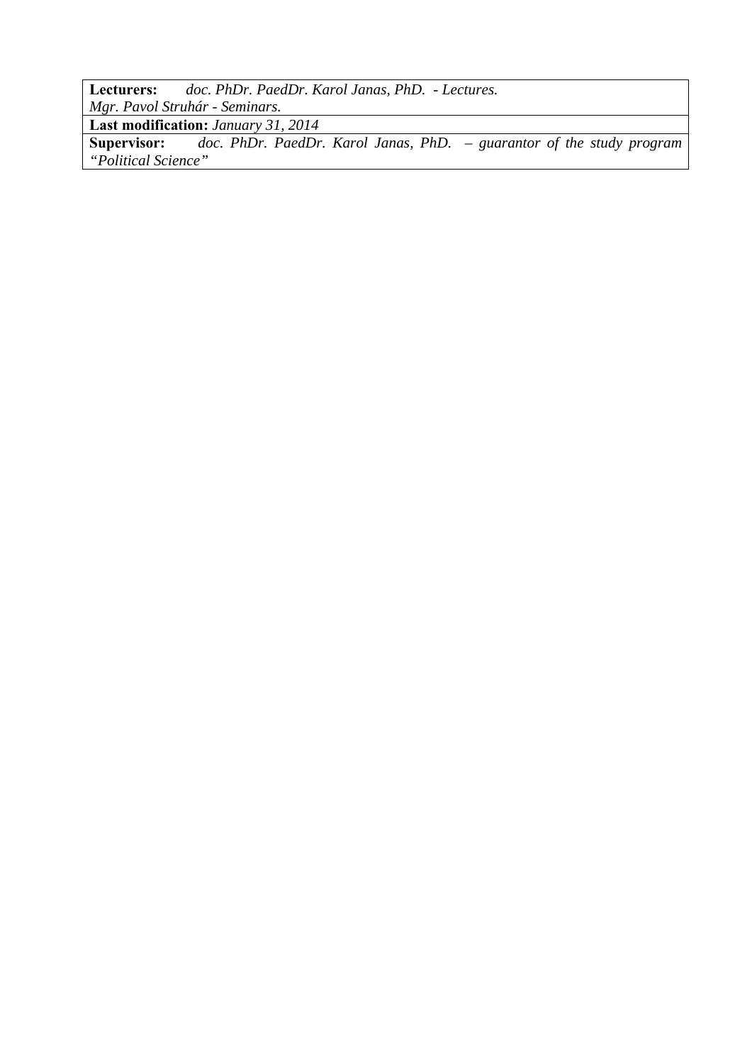| |
|---|
| **Lecturers:** *doc. PhDr. PaedDr. Karol Janas, PhD. - Lectures.* <br> *Mgr. Pavol Struhár - Seminars.* |
| **Last modification:** *January 31, 2014* |
| **Supervisor:** *doc. PhDr. PaedDr. Karol Janas, PhD. – guarantor of the study program "Political Science"* |